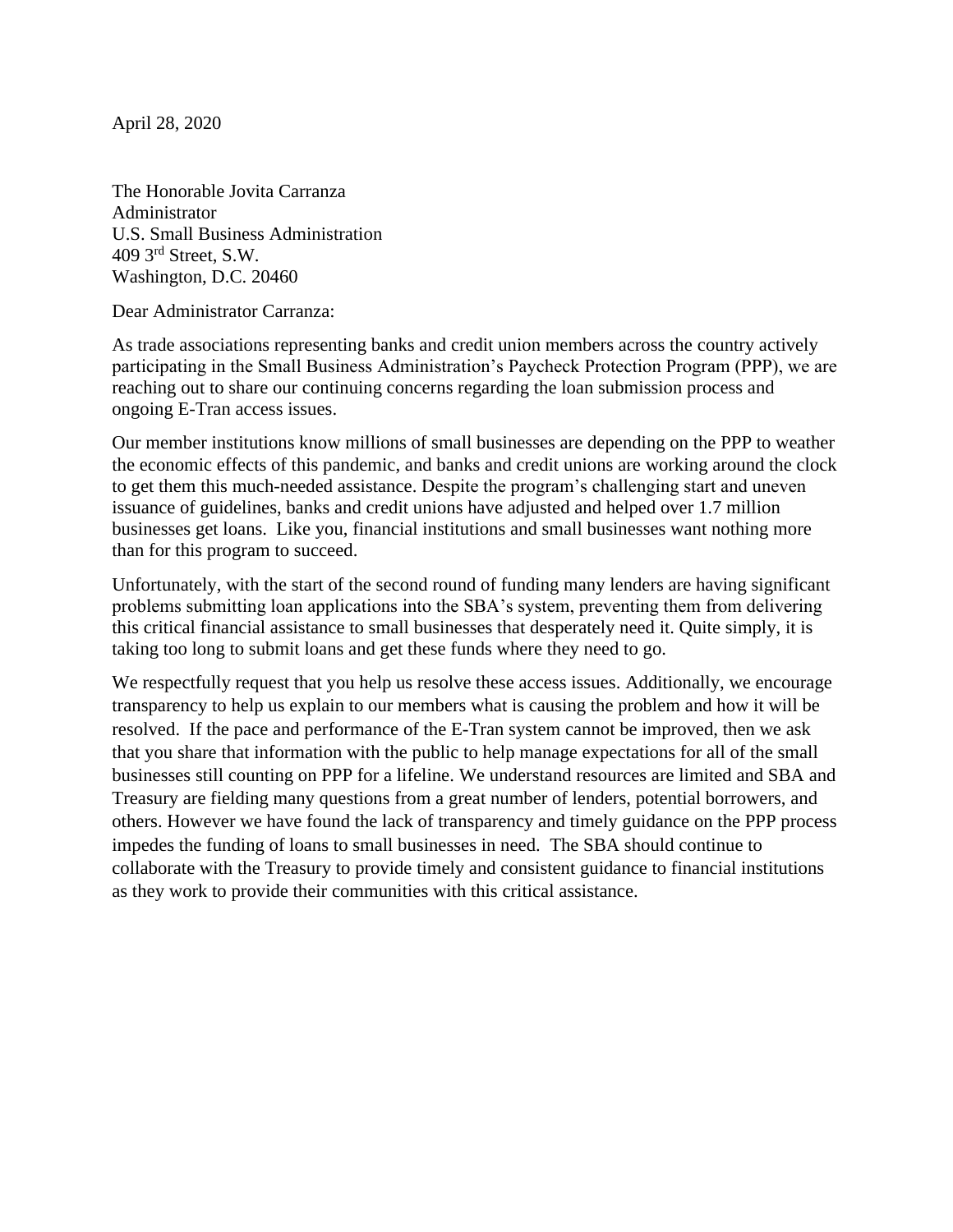April 28, 2020

The Honorable Jovita Carranza  
Administrator  
U.S. Small Business Administration  
409 3rd Street, S.W.  
Washington, D.C. 20460

Dear Administrator Carranza:

As trade associations representing banks and credit union members across the country actively participating in the Small Business Administration's Paycheck Protection Program (PPP), we are reaching out to share our continuing concerns regarding the loan submission process and ongoing E-Tran access issues.

Our member institutions know millions of small businesses are depending on the PPP to weather the economic effects of this pandemic, and banks and credit unions are working around the clock to get them this much-needed assistance. Despite the program's challenging start and uneven issuance of guidelines, banks and credit unions have adjusted and helped over 1.7 million businesses get loans. Like you, financial institutions and small businesses want nothing more than for this program to succeed.

Unfortunately, with the start of the second round of funding many lenders are having significant problems submitting loan applications into the SBA's system, preventing them from delivering this critical financial assistance to small businesses that desperately need it. Quite simply, it is taking too long to submit loans and get these funds where they need to go.

We respectfully request that you help us resolve these access issues. Additionally, we encourage transparency to help us explain to our members what is causing the problem and how it will be resolved. If the pace and performance of the E-Tran system cannot be improved, then we ask that you share that information with the public to help manage expectations for all of the small businesses still counting on PPP for a lifeline. We understand resources are limited and SBA and Treasury are fielding many questions from a great number of lenders, potential borrowers, and others. However we have found the lack of transparency and timely guidance on the PPP process impedes the funding of loans to small businesses in need. The SBA should continue to collaborate with the Treasury to provide timely and consistent guidance to financial institutions as they work to provide their communities with this critical assistance.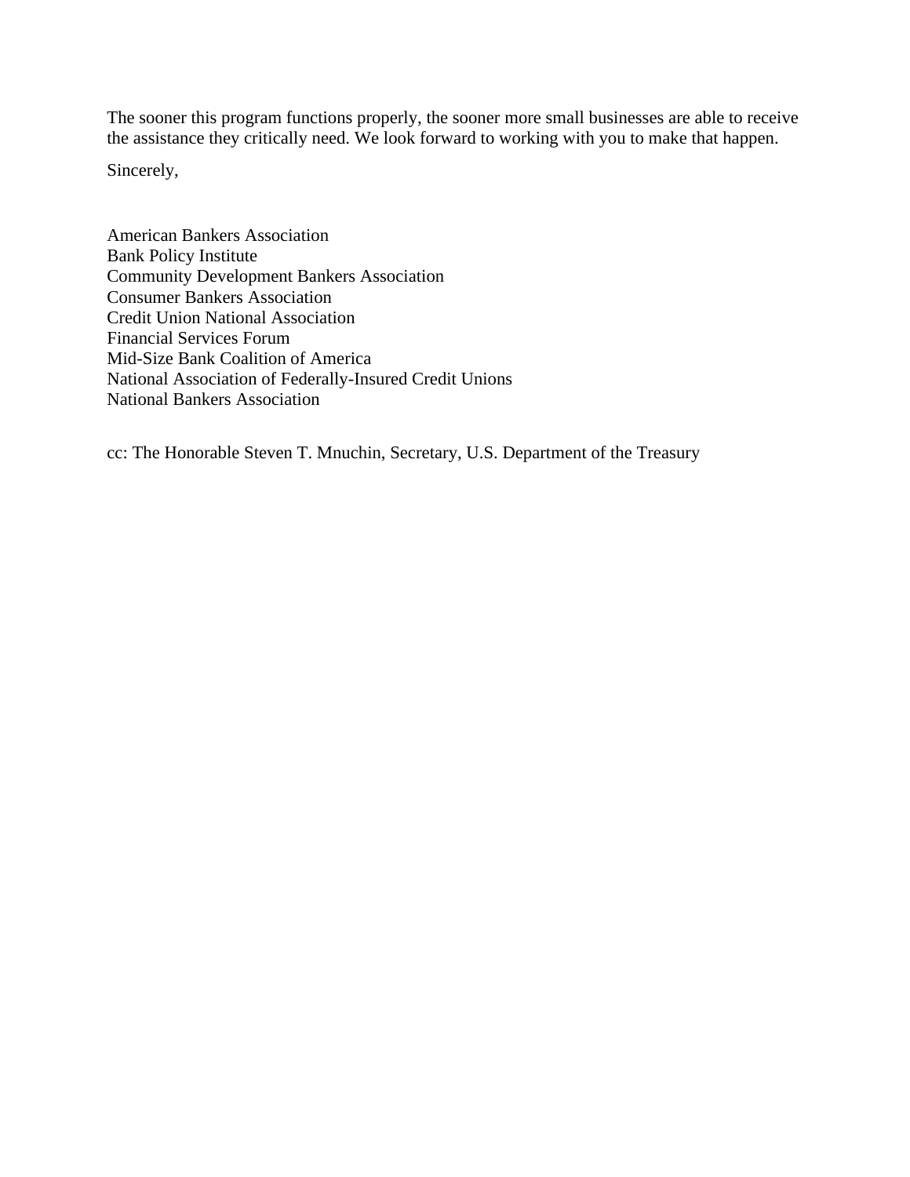The sooner this program functions properly, the sooner more small businesses are able to receive the assistance they critically need. We look forward to working with you to make that happen.

Sincerely,

American Bankers Association
Bank Policy Institute
Community Development Bankers Association
Consumer Bankers Association
Credit Union National Association
Financial Services Forum
Mid-Size Bank Coalition of America
National Association of Federally-Insured Credit Unions
National Bankers Association

cc: The Honorable Steven T. Mnuchin, Secretary, U.S. Department of the Treasury